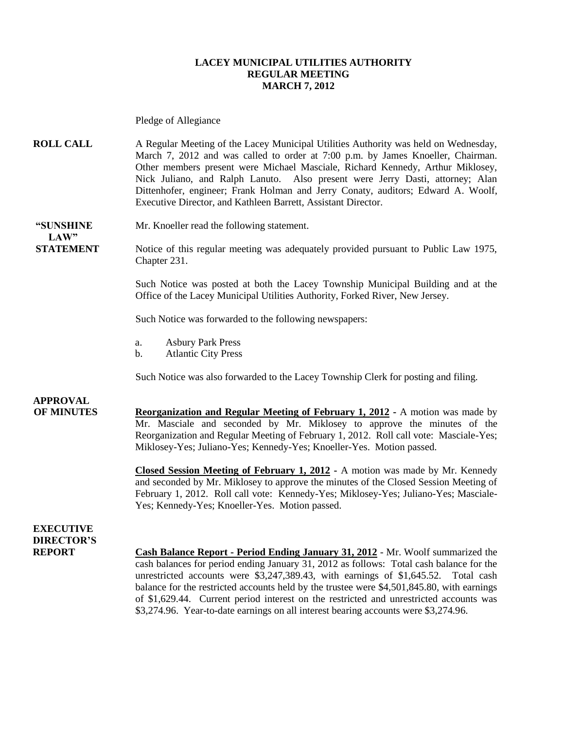**LACEY MUNICIPAL UTILITIES AUTHORITY**
**REGULAR MEETING**
**MARCH 7, 2012**

Pledge of Allegiance

**ROLL CALL**

A Regular Meeting of the Lacey Municipal Utilities Authority was held on Wednesday, March 7, 2012 and was called to order at 7:00 p.m. by James Knoeller, Chairman. Other members present were Michael Masciale, Richard Kennedy, Arthur Miklosey, Nick Juliano, and Ralph Lanuto. Also present were Jerry Dasti, attorney; Alan Dittenhofer, engineer; Frank Holman and Jerry Conaty, auditors; Edward A. Woolf, Executive Director, and Kathleen Barrett, Assistant Director.

**"SUNSHINE LAW" STATEMENT**

Mr. Knoeller read the following statement.

Notice of this regular meeting was adequately provided pursuant to Public Law 1975, Chapter 231.

Such Notice was posted at both the Lacey Township Municipal Building and at the Office of the Lacey Municipal Utilities Authority, Forked River, New Jersey.

Such Notice was forwarded to the following newspapers:

a. Asbury Park Press
b. Atlantic City Press

Such Notice was also forwarded to the Lacey Township Clerk for posting and filing.

**APPROVAL OF MINUTES**

**Reorganization and Regular Meeting of February 1, 2012** - A motion was made by Mr. Masciale and seconded by Mr. Miklosey to approve the minutes of the Reorganization and Regular Meeting of February 1, 2012. Roll call vote: Masciale-Yes; Miklosey-Yes; Juliano-Yes; Kennedy-Yes; Knoeller-Yes. Motion passed.

**Closed Session Meeting of February 1, 2012** - A motion was made by Mr. Kennedy and seconded by Mr. Miklosey to approve the minutes of the Closed Session Meeting of February 1, 2012. Roll call vote: Kennedy-Yes; Miklosey-Yes; Juliano-Yes; Masciale-Yes; Kennedy-Yes; Knoeller-Yes. Motion passed.

**EXECUTIVE DIRECTOR'S REPORT**

**Cash Balance Report - Period Ending January 31, 2012** - Mr. Woolf summarized the cash balances for period ending January 31, 2012 as follows: Total cash balance for the unrestricted accounts were $3,247,389.43, with earnings of $1,645.52. Total cash balance for the restricted accounts held by the trustee were $4,501,845.80, with earnings of $1,629.44. Current period interest on the restricted and unrestricted accounts was $3,274.96. Year-to-date earnings on all interest bearing accounts were $3,274.96.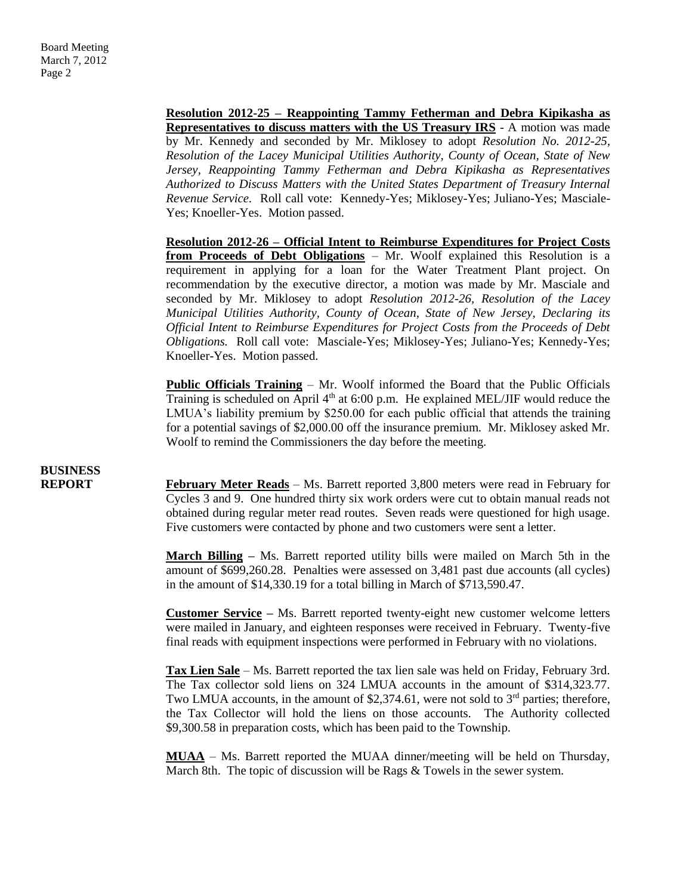**Resolution 2012-25 – Reappointing Tammy Fetherman and Debra Kipikasha as Representatives to discuss matters with the US Treasury IRS** - A motion was made by Mr. Kennedy and seconded by Mr. Miklosey to adopt *Resolution No. 2012-25, Resolution of the Lacey Municipal Utilities Authority, County of Ocean, State of New Jersey, Reappointing Tammy Fetherman and Debra Kipikasha as Representatives Authorized to Discuss Matters with the United States Department of Treasury Internal Revenue Service.* Roll call vote: Kennedy-Yes; Miklosey-Yes; Juliano-Yes; Masciale-Yes; Knoeller-Yes. Motion passed.

**Resolution 2012-26 – Official Intent to Reimburse Expenditures for Project Costs from Proceeds of Debt Obligations** – Mr. Woolf explained this Resolution is a requirement in applying for a loan for the Water Treatment Plant project. On recommendation by the executive director, a motion was made by Mr. Masciale and seconded by Mr. Miklosey to adopt *Resolution 2012-26, Resolution of the Lacey Municipal Utilities Authority, County of Ocean, State of New Jersey, Declaring its Official Intent to Reimburse Expenditures for Project Costs from the Proceeds of Debt Obligations.* Roll call vote: Masciale-Yes; Miklosey-Yes; Juliano-Yes; Kennedy-Yes; Knoeller-Yes. Motion passed.

**Public Officials Training** – Mr. Woolf informed the Board that the Public Officials Training is scheduled on April 4th at 6:00 p.m. He explained MEL/JIF would reduce the LMUA's liability premium by $250.00 for each public official that attends the training for a potential savings of $2,000.00 off the insurance premium. Mr. Miklosey asked Mr. Woolf to remind the Commissioners the day before the meeting.

**BUSINESS REPORT**

**February Meter Reads** – Ms. Barrett reported 3,800 meters were read in February for Cycles 3 and 9. One hundred thirty six work orders were cut to obtain manual reads not obtained during regular meter read routes. Seven reads were questioned for high usage. Five customers were contacted by phone and two customers were sent a letter.

**March Billing** – Ms. Barrett reported utility bills were mailed on March 5th in the amount of $699,260.28. Penalties were assessed on 3,481 past due accounts (all cycles) in the amount of $14,330.19 for a total billing in March of $713,590.47.

**Customer Service** – Ms. Barrett reported twenty-eight new customer welcome letters were mailed in January, and eighteen responses were received in February. Twenty-five final reads with equipment inspections were performed in February with no violations.

**Tax Lien Sale** – Ms. Barrett reported the tax lien sale was held on Friday, February 3rd. The Tax collector sold liens on 324 LMUA accounts in the amount of $314,323.77. Two LMUA accounts, in the amount of $2,374.61, were not sold to 3rd parties; therefore, the Tax Collector will hold the liens on those accounts. The Authority collected $9,300.58 in preparation costs, which has been paid to the Township.

**MUAA** – Ms. Barrett reported the MUAA dinner/meeting will be held on Thursday, March 8th. The topic of discussion will be Rags & Towels in the sewer system.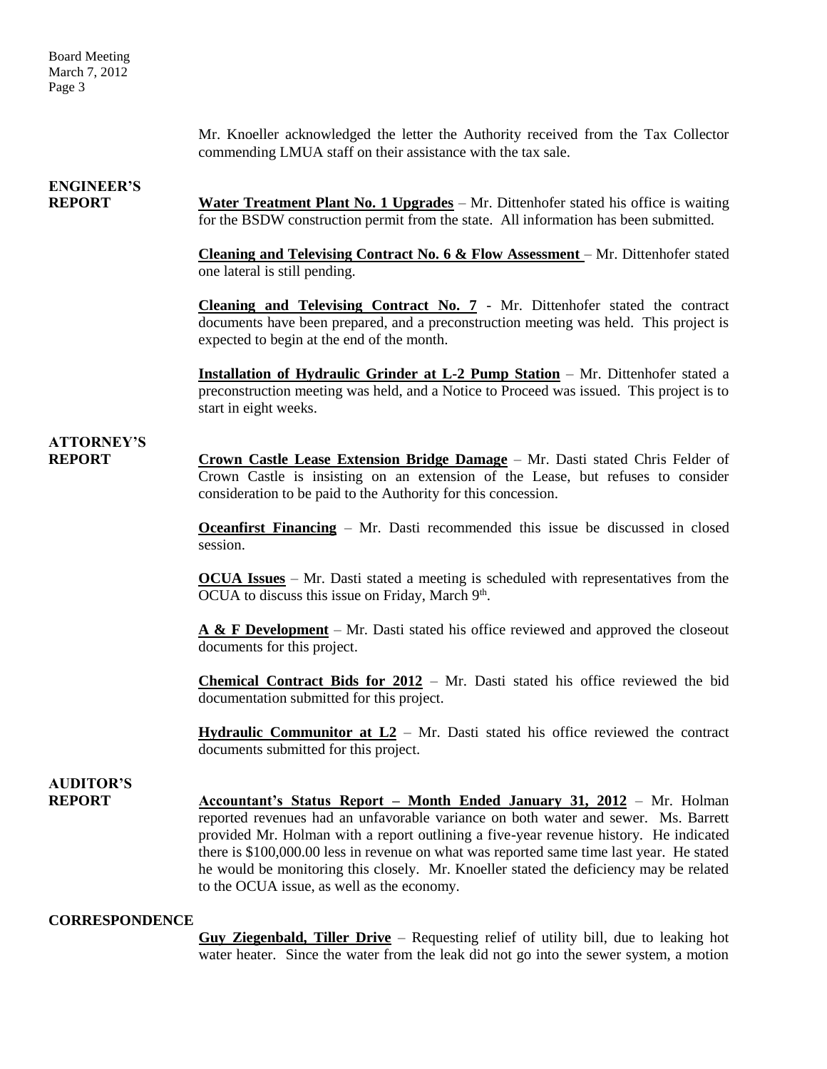Mr. Knoeller acknowledged the letter the Authority received from the Tax Collector commending LMUA staff on their assistance with the tax sale.

**ENGINEER'S REPORT**

**Water Treatment Plant No. 1 Upgrades** – Mr. Dittenhofer stated his office is waiting for the BSDW construction permit from the state. All information has been submitted.

**Cleaning and Televising Contract No. 6 & Flow Assessment** – Mr. Dittenhofer stated one lateral is still pending.

**Cleaning and Televising Contract No. 7** - Mr. Dittenhofer stated the contract documents have been prepared, and a preconstruction meeting was held. This project is expected to begin at the end of the month.

**Installation of Hydraulic Grinder at L-2 Pump Station** – Mr. Dittenhofer stated a preconstruction meeting was held, and a Notice to Proceed was issued. This project is to start in eight weeks.

**ATTORNEY'S REPORT**

**Crown Castle Lease Extension Bridge Damage** – Mr. Dasti stated Chris Felder of Crown Castle is insisting on an extension of the Lease, but refuses to consider consideration to be paid to the Authority for this concession.

**Oceanfirst Financing** – Mr. Dasti recommended this issue be discussed in closed session.

**OCUA Issues** – Mr. Dasti stated a meeting is scheduled with representatives from the OCUA to discuss this issue on Friday, March 9th.

**A & F Development** – Mr. Dasti stated his office reviewed and approved the closeout documents for this project.

**Chemical Contract Bids for 2012** – Mr. Dasti stated his office reviewed the bid documentation submitted for this project.

**Hydraulic Communitor at L2** – Mr. Dasti stated his office reviewed the contract documents submitted for this project.

**AUDITOR'S REPORT**

**Accountant's Status Report – Month Ended January 31, 2012** – Mr. Holman reported revenues had an unfavorable variance on both water and sewer. Ms. Barrett provided Mr. Holman with a report outlining a five-year revenue history. He indicated there is $100,000.00 less in revenue on what was reported same time last year. He stated he would be monitoring this closely. Mr. Knoeller stated the deficiency may be related to the OCUA issue, as well as the economy.

**CORRESPONDENCE**

**Guy Ziegenbald, Tiller Drive** – Requesting relief of utility bill, due to leaking hot water heater. Since the water from the leak did not go into the sewer system, a motion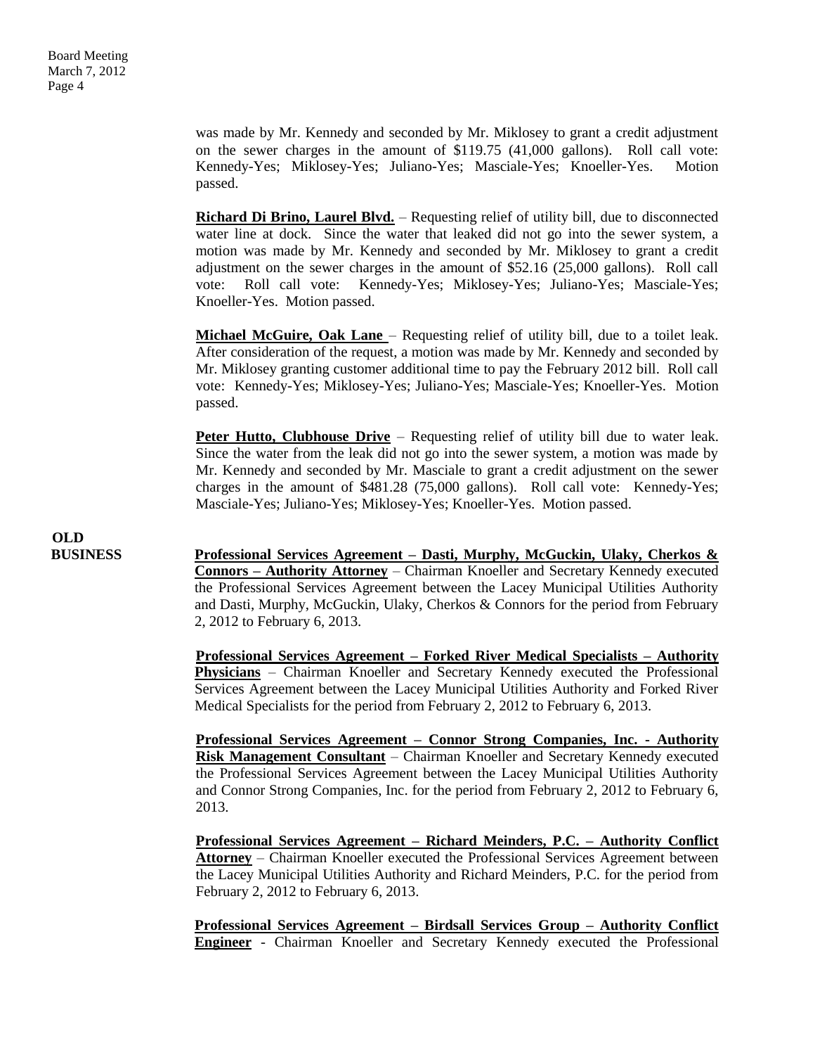was made by Mr. Kennedy and seconded by Mr. Miklosey to grant a credit adjustment on the sewer charges in the amount of $119.75 (41,000 gallons). Roll call vote: Kennedy-Yes; Miklosey-Yes; Juliano-Yes; Masciale-Yes; Knoeller-Yes. Motion passed.

**Richard Di Brino, Laurel Blvd.** – Requesting relief of utility bill, due to disconnected water line at dock. Since the water that leaked did not go into the sewer system, a motion was made by Mr. Kennedy and seconded by Mr. Miklosey to grant a credit adjustment on the sewer charges in the amount of $52.16 (25,000 gallons). Roll call vote: Roll call vote: Kennedy-Yes; Miklosey-Yes; Juliano-Yes; Masciale-Yes; Knoeller-Yes. Motion passed.

**Michael McGuire, Oak Lane** – Requesting relief of utility bill, due to a toilet leak. After consideration of the request, a motion was made by Mr. Kennedy and seconded by Mr. Miklosey granting customer additional time to pay the February 2012 bill. Roll call vote: Kennedy-Yes; Miklosey-Yes; Juliano-Yes; Masciale-Yes; Knoeller-Yes. Motion passed.

**Peter Hutto, Clubhouse Drive** – Requesting relief of utility bill due to water leak. Since the water from the leak did not go into the sewer system, a motion was made by Mr. Kennedy and seconded by Mr. Masciale to grant a credit adjustment on the sewer charges in the amount of $481.28 (75,000 gallons). Roll call vote: Kennedy-Yes; Masciale-Yes; Juliano-Yes; Miklosey-Yes; Knoeller-Yes. Motion passed.

**OLD BUSINESS**

**Professional Services Agreement – Dasti, Murphy, McGuckin, Ulaky, Cherkos & Connors – Authority Attorney** – Chairman Knoeller and Secretary Kennedy executed the Professional Services Agreement between the Lacey Municipal Utilities Authority and Dasti, Murphy, McGuckin, Ulaky, Cherkos & Connors for the period from February 2, 2012 to February 6, 2013.

**Professional Services Agreement – Forked River Medical Specialists – Authority Physicians** – Chairman Knoeller and Secretary Kennedy executed the Professional Services Agreement between the Lacey Municipal Utilities Authority and Forked River Medical Specialists for the period from February 2, 2012 to February 6, 2013.

**Professional Services Agreement – Connor Strong Companies, Inc. - Authority Risk Management Consultant** – Chairman Knoeller and Secretary Kennedy executed the Professional Services Agreement between the Lacey Municipal Utilities Authority and Connor Strong Companies, Inc. for the period from February 2, 2012 to February 6, 2013.

**Professional Services Agreement – Richard Meinders, P.C. – Authority Conflict Attorney** – Chairman Knoeller executed the Professional Services Agreement between the Lacey Municipal Utilities Authority and Richard Meinders, P.C. for the period from February 2, 2012 to February 6, 2013.

**Professional Services Agreement – Birdsall Services Group – Authority Conflict Engineer** - Chairman Knoeller and Secretary Kennedy executed the Professional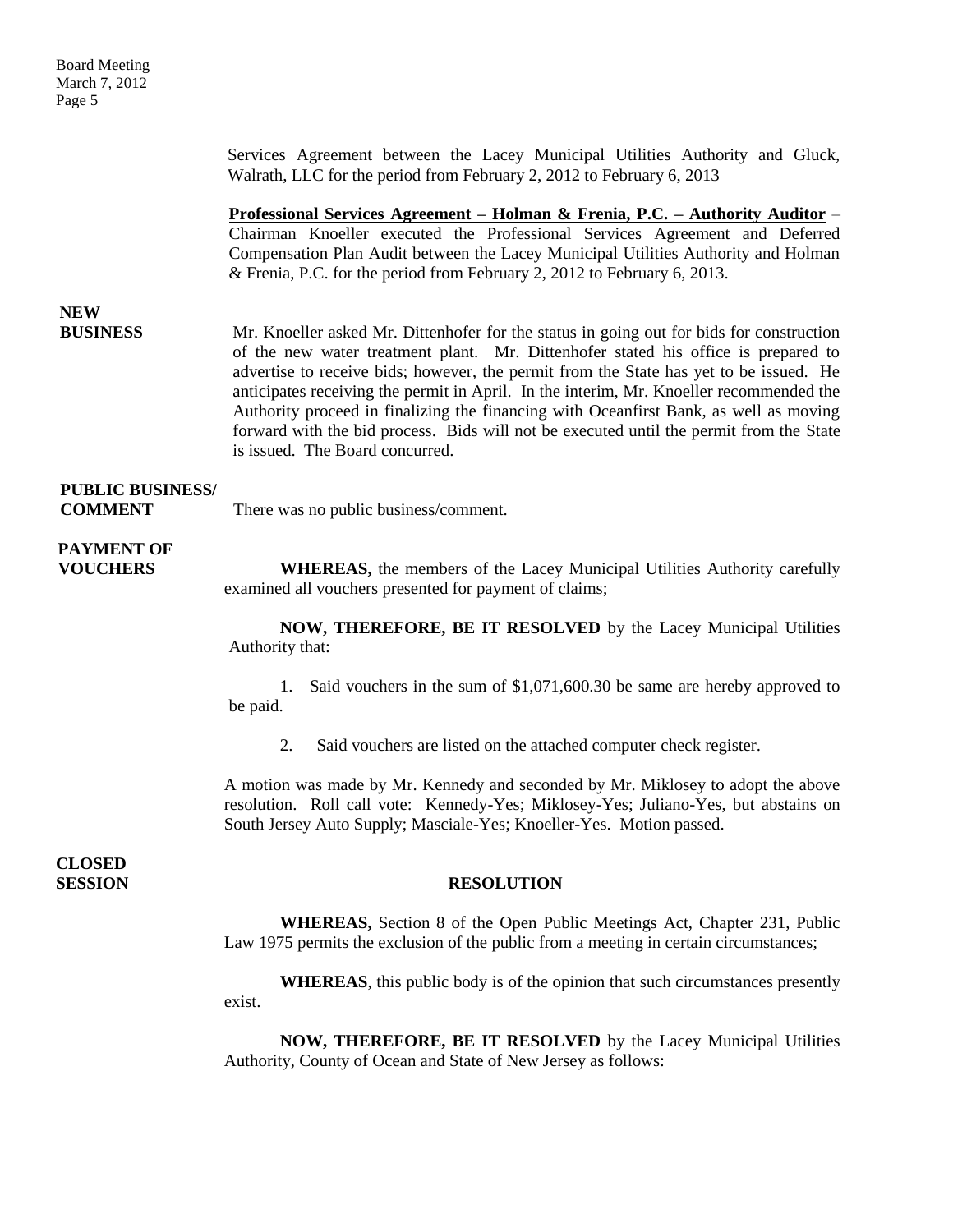Services Agreement between the Lacey Municipal Utilities Authority and Gluck, Walrath, LLC for the period from February 2, 2012 to February 6, 2013

**Professional Services Agreement – Holman & Frenia, P.C. – Authority Auditor** – Chairman Knoeller executed the Professional Services Agreement and Deferred Compensation Plan Audit between the Lacey Municipal Utilities Authority and Holman & Frenia, P.C. for the period from February 2, 2012 to February 6, 2013.

**NEW BUSINESS**

Mr. Knoeller asked Mr. Dittenhofer for the status in going out for bids for construction of the new water treatment plant. Mr. Dittenhofer stated his office is prepared to advertise to receive bids; however, the permit from the State has yet to be issued. He anticipates receiving the permit in April. In the interim, Mr. Knoeller recommended the Authority proceed in finalizing the financing with Oceanfirst Bank, as well as moving forward with the bid process. Bids will not be executed until the permit from the State is issued. The Board concurred.

**PUBLIC BUSINESS/ COMMENT**

There was no public business/comment.

**PAYMENT OF VOUCHERS**

**WHEREAS,** the members of the Lacey Municipal Utilities Authority carefully examined all vouchers presented for payment of claims;

**NOW, THEREFORE, BE IT RESOLVED** by the Lacey Municipal Utilities Authority that:

1. Said vouchers in the sum of $1,071,600.30 be same are hereby approved to be paid.

2. Said vouchers are listed on the attached computer check register.

A motion was made by Mr. Kennedy and seconded by Mr. Miklosey to adopt the above resolution. Roll call vote: Kennedy-Yes; Miklosey-Yes; Juliano-Yes, but abstains on South Jersey Auto Supply; Masciale-Yes; Knoeller-Yes. Motion passed.

**CLOSED SESSION**

**RESOLUTION**

**WHEREAS,** Section 8 of the Open Public Meetings Act, Chapter 231, Public Law 1975 permits the exclusion of the public from a meeting in certain circumstances;

**WHEREAS**, this public body is of the opinion that such circumstances presently exist.

**NOW, THEREFORE, BE IT RESOLVED** by the Lacey Municipal Utilities Authority, County of Ocean and State of New Jersey as follows: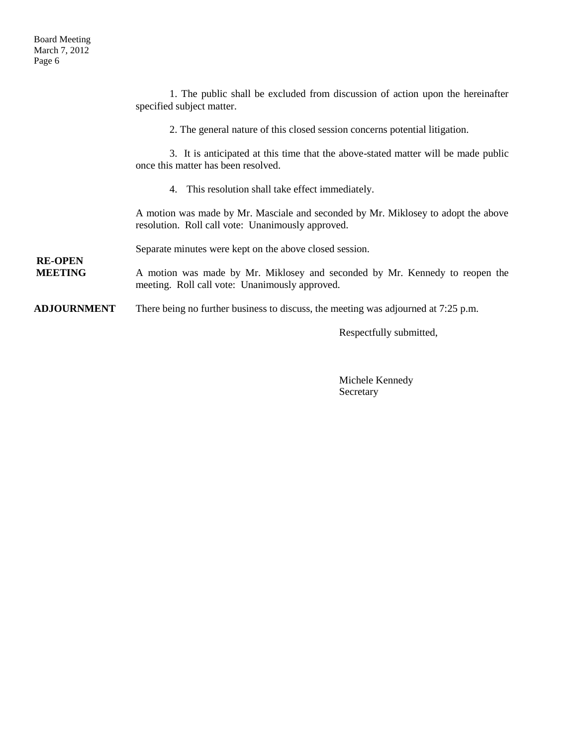1. The public shall be excluded from discussion of action upon the hereinafter specified subject matter.

2. The general nature of this closed session concerns potential litigation.

3. It is anticipated at this time that the above-stated matter will be made public once this matter has been resolved.

4. This resolution shall take effect immediately.

A motion was made by Mr. Masciale and seconded by Mr. Miklosey to adopt the above resolution. Roll call vote: Unanimously approved.

Separate minutes were kept on the above closed session.

**RE-OPEN MEETING**

A motion was made by Mr. Miklosey and seconded by Mr. Kennedy to reopen the meeting. Roll call vote: Unanimously approved.

**ADJOURNMENT**

There being no further business to discuss, the meeting was adjourned at 7:25 p.m.

Respectfully submitted,

Michele Kennedy
Secretary